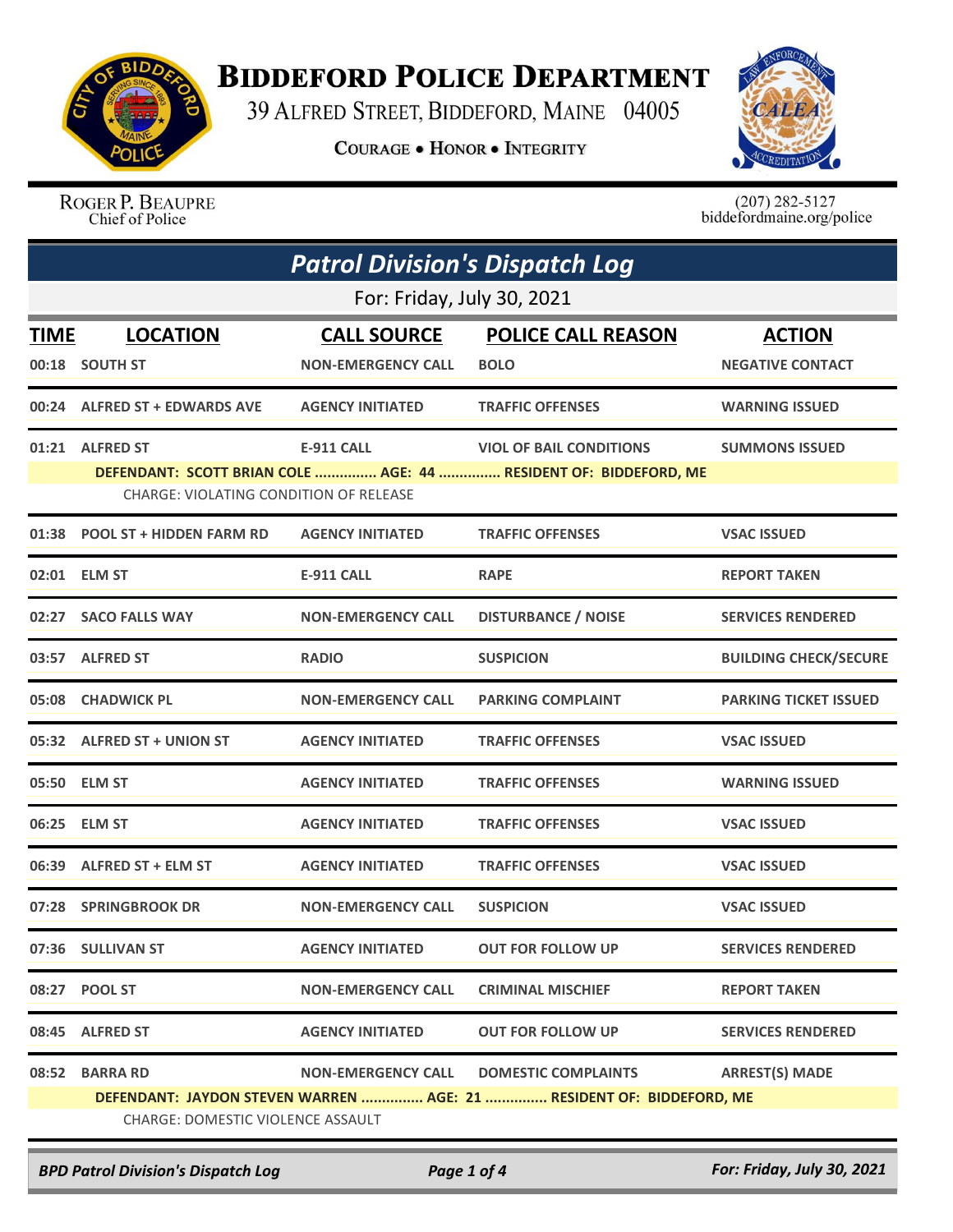# Biddeford Police Department

39 Alfred Street, Biddeford, Maine 04005

**Courage • Honor • Integrity**

Roger P. Beaupre
Chief of Police

(207) 282-5127
biddefordmaine.org/police

## Patrol Division's Dispatch Log

For: Friday, July 30, 2021

| TIME | LOCATION | CALL SOURCE | POLICE CALL REASON | ACTION |
|---|---|---|---|---|
| 00:18 | SOUTH ST | NON-EMERGENCY CALL | BOLO | NEGATIVE CONTACT |
| 00:24 | ALFRED ST + EDWARDS AVE | AGENCY INITIATED | TRAFFIC OFFENSES | WARNING ISSUED |
| 01:21 | ALFRED ST | E-911 CALL | VIOL OF BAIL CONDITIONS | SUMMONS ISSUED |
| | DEFENDANT: SCOTT BRIAN COLE ............... AGE: 44 ............... RESIDENT OF: BIDDEFORD, ME | | | |
| | CHARGE: VIOLATING CONDITION OF RELEASE | | | |
| 01:38 | POOL ST + HIDDEN FARM RD | AGENCY INITIATED | TRAFFIC OFFENSES | VSAC ISSUED |
| 02:01 | ELM ST | E-911 CALL | RAPE | REPORT TAKEN |
| 02:27 | SACO FALLS WAY | NON-EMERGENCY CALL | DISTURBANCE / NOISE | SERVICES RENDERED |
| 03:57 | ALFRED ST | RADIO | SUSPICION | BUILDING CHECK/SECURE |
| 05:08 | CHADWICK PL | NON-EMERGENCY CALL | PARKING COMPLAINT | PARKING TICKET ISSUED |
| 05:32 | ALFRED ST + UNION ST | AGENCY INITIATED | TRAFFIC OFFENSES | VSAC ISSUED |
| 05:50 | ELM ST | AGENCY INITIATED | TRAFFIC OFFENSES | WARNING ISSUED |
| 06:25 | ELM ST | AGENCY INITIATED | TRAFFIC OFFENSES | VSAC ISSUED |
| 06:39 | ALFRED ST + ELM ST | AGENCY INITIATED | TRAFFIC OFFENSES | VSAC ISSUED |
| 07:28 | SPRINGBROOK DR | NON-EMERGENCY CALL | SUSPICION | VSAC ISSUED |
| 07:36 | SULLIVAN ST | AGENCY INITIATED | OUT FOR FOLLOW UP | SERVICES RENDERED |
| 08:27 | POOL ST | NON-EMERGENCY CALL | CRIMINAL MISCHIEF | REPORT TAKEN |
| 08:45 | ALFRED ST | AGENCY INITIATED | OUT FOR FOLLOW UP | SERVICES RENDERED |
| 08:52 | BARRA RD | NON-EMERGENCY CALL | DOMESTIC COMPLAINTS | ARREST(S) MADE |
| | DEFENDANT: JAYDON STEVEN WARREN ............... AGE: 21 ............... RESIDENT OF: BIDDEFORD, ME | | | |
| | CHARGE: DOMESTIC VIOLENCE ASSAULT | | | |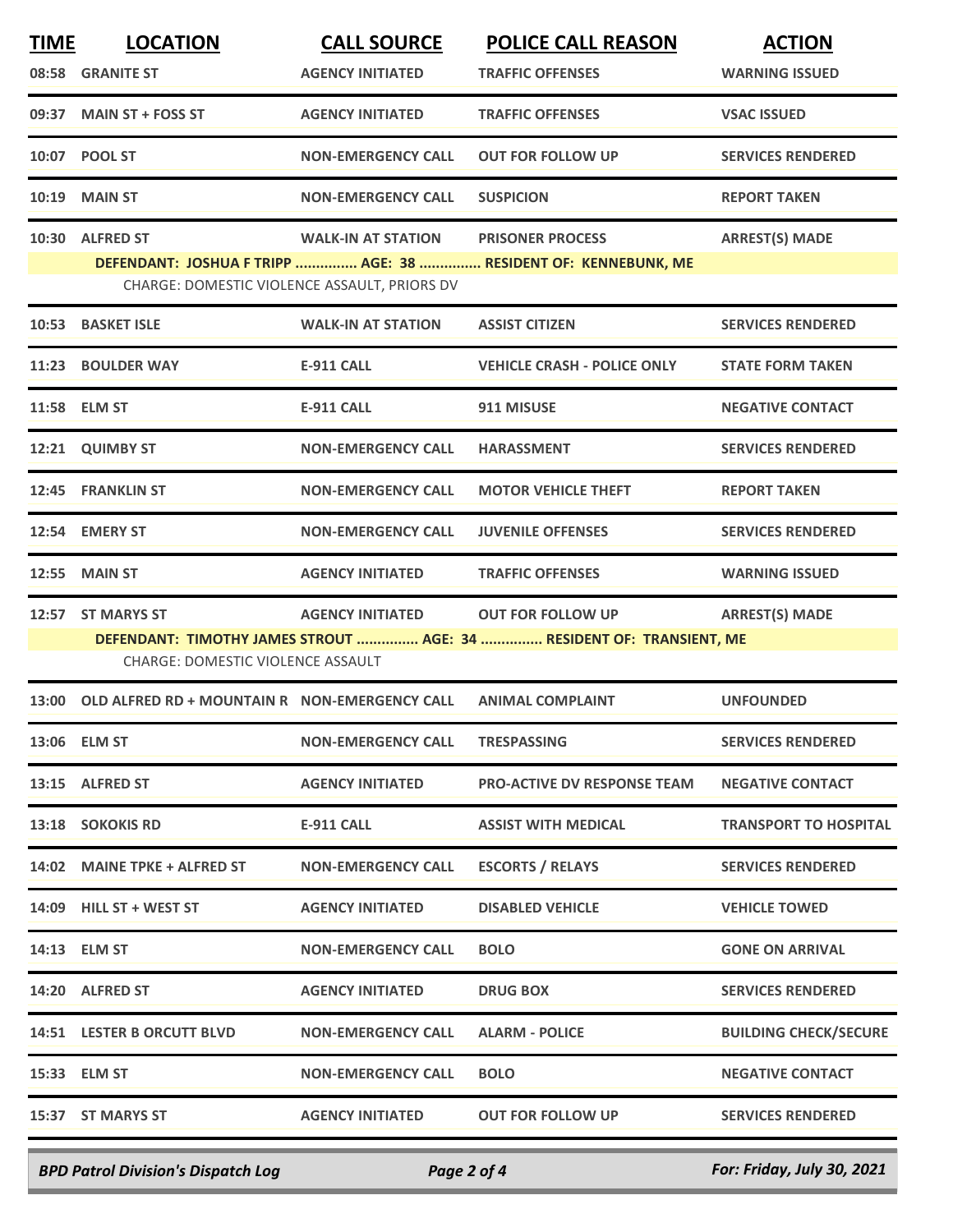| TIME | LOCATION | CALL SOURCE | POLICE CALL REASON | ACTION |
|---|---|---|---|---|
| 08:58 | GRANITE ST | AGENCY INITIATED | TRAFFIC OFFENSES | WARNING ISSUED |
| 09:37 | MAIN ST + FOSS ST | AGENCY INITIATED | TRAFFIC OFFENSES | VSAC ISSUED |
| 10:07 | POOL ST | NON-EMERGENCY CALL | OUT FOR FOLLOW UP | SERVICES RENDERED |
| 10:19 | MAIN ST | NON-EMERGENCY CALL | SUSPICION | REPORT TAKEN |
| 10:30 | ALFRED ST | WALK-IN AT STATION | PRISONER PROCESS | ARREST(S) MADE |
| | DEFENDANT: JOSHUA F TRIPP ............... AGE: 38 ............... RESIDENT OF: KENNEBUNK, ME | | | |
| | CHARGE: DOMESTIC VIOLENCE ASSAULT, PRIORS DV | | | |
| 10:53 | BASKET ISLE | WALK-IN AT STATION | ASSIST CITIZEN | SERVICES RENDERED |
| 11:23 | BOULDER WAY | E-911 CALL | VEHICLE CRASH - POLICE ONLY | STATE FORM TAKEN |
| 11:58 | ELM ST | E-911 CALL | 911 MISUSE | NEGATIVE CONTACT |
| 12:21 | QUIMBY ST | NON-EMERGENCY CALL | HARASSMENT | SERVICES RENDERED |
| 12:45 | FRANKLIN ST | NON-EMERGENCY CALL | MOTOR VEHICLE THEFT | REPORT TAKEN |
| 12:54 | EMERY ST | NON-EMERGENCY CALL | JUVENILE OFFENSES | SERVICES RENDERED |
| 12:55 | MAIN ST | AGENCY INITIATED | TRAFFIC OFFENSES | WARNING ISSUED |
| 12:57 | ST MARYS ST | AGENCY INITIATED | OUT FOR FOLLOW UP | ARREST(S) MADE |
| | DEFENDANT: TIMOTHY JAMES STROUT ............... AGE: 34 ............... RESIDENT OF: TRANSIENT, ME | | | |
| | CHARGE: DOMESTIC VIOLENCE ASSAULT | | | |
| 13:00 | OLD ALFRED RD + MOUNTAIN R | NON-EMERGENCY CALL | ANIMAL COMPLAINT | UNFOUNDED |
| 13:06 | ELM ST | NON-EMERGENCY CALL | TRESPASSING | SERVICES RENDERED |
| 13:15 | ALFRED ST | AGENCY INITIATED | PRO-ACTIVE DV RESPONSE TEAM | NEGATIVE CONTACT |
| 13:18 | SOKOKIS RD | E-911 CALL | ASSIST WITH MEDICAL | TRANSPORT TO HOSPITAL |
| 14:02 | MAINE TPKE + ALFRED ST | NON-EMERGENCY CALL | ESCORTS / RELAYS | SERVICES RENDERED |
| 14:09 | HILL ST + WEST ST | AGENCY INITIATED | DISABLED VEHICLE | VEHICLE TOWED |
| 14:13 | ELM ST | NON-EMERGENCY CALL | BOLO | GONE ON ARRIVAL |
| 14:20 | ALFRED ST | AGENCY INITIATED | DRUG BOX | SERVICES RENDERED |
| 14:51 | LESTER B ORCUTT BLVD | NON-EMERGENCY CALL | ALARM - POLICE | BUILDING CHECK/SECURE |
| 15:33 | ELM ST | NON-EMERGENCY CALL | BOLO | NEGATIVE CONTACT |
| 15:37 | ST MARYS ST | AGENCY INITIATED | OUT FOR FOLLOW UP | SERVICES RENDERED |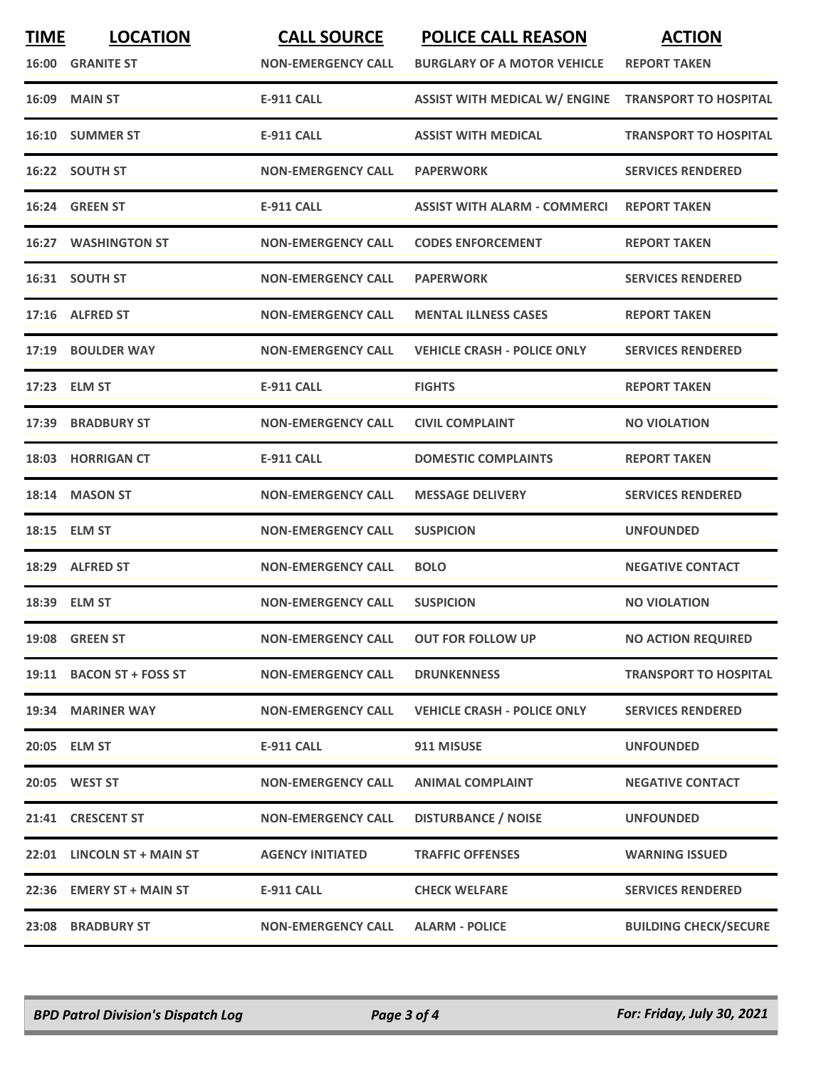| TIME | LOCATION | CALL SOURCE | POLICE CALL REASON | ACTION |
|---|---|---|---|---|
| 16:00 | GRANITE ST | NON-EMERGENCY CALL | BURGLARY OF A MOTOR VEHICLE | REPORT TAKEN |
| 16:09 | MAIN ST | E-911 CALL | ASSIST WITH MEDICAL W/ ENGINE | TRANSPORT TO HOSPITAL |
| 16:10 | SUMMER ST | E-911 CALL | ASSIST WITH MEDICAL | TRANSPORT TO HOSPITAL |
| 16:22 | SOUTH ST | NON-EMERGENCY CALL | PAPERWORK | SERVICES RENDERED |
| 16:24 | GREEN ST | E-911 CALL | ASSIST WITH ALARM - COMMERCI | REPORT TAKEN |
| 16:27 | WASHINGTON ST | NON-EMERGENCY CALL | CODES ENFORCEMENT | REPORT TAKEN |
| 16:31 | SOUTH ST | NON-EMERGENCY CALL | PAPERWORK | SERVICES RENDERED |
| 17:16 | ALFRED ST | NON-EMERGENCY CALL | MENTAL ILLNESS CASES | REPORT TAKEN |
| 17:19 | BOULDER WAY | NON-EMERGENCY CALL | VEHICLE CRASH - POLICE ONLY | SERVICES RENDERED |
| 17:23 | ELM ST | E-911 CALL | FIGHTS | REPORT TAKEN |
| 17:39 | BRADBURY ST | NON-EMERGENCY CALL | CIVIL COMPLAINT | NO VIOLATION |
| 18:03 | HORRIGAN CT | E-911 CALL | DOMESTIC COMPLAINTS | REPORT TAKEN |
| 18:14 | MASON ST | NON-EMERGENCY CALL | MESSAGE DELIVERY | SERVICES RENDERED |
| 18:15 | ELM ST | NON-EMERGENCY CALL | SUSPICION | UNFOUNDED |
| 18:29 | ALFRED ST | NON-EMERGENCY CALL | BOLO | NEGATIVE CONTACT |
| 18:39 | ELM ST | NON-EMERGENCY CALL | SUSPICION | NO VIOLATION |
| 19:08 | GREEN ST | NON-EMERGENCY CALL | OUT FOR FOLLOW UP | NO ACTION REQUIRED |
| 19:11 | BACON ST + FOSS ST | NON-EMERGENCY CALL | DRUNKENNESS | TRANSPORT TO HOSPITAL |
| 19:34 | MARINER WAY | NON-EMERGENCY CALL | VEHICLE CRASH - POLICE ONLY | SERVICES RENDERED |
| 20:05 | ELM ST | E-911 CALL | 911 MISUSE | UNFOUNDED |
| 20:05 | WEST ST | NON-EMERGENCY CALL | ANIMAL COMPLAINT | NEGATIVE CONTACT |
| 21:41 | CRESCENT ST | NON-EMERGENCY CALL | DISTURBANCE / NOISE | UNFOUNDED |
| 22:01 | LINCOLN ST + MAIN ST | AGENCY INITIATED | TRAFFIC OFFENSES | WARNING ISSUED |
| 22:36 | EMERY ST + MAIN ST | E-911 CALL | CHECK WELFARE | SERVICES RENDERED |
| 23:08 | BRADBURY ST | NON-EMERGENCY CALL | ALARM - POLICE | BUILDING CHECK/SECURE |

*BPD Patrol Division's Dispatch Log* — *For: Friday, July 30, 2021*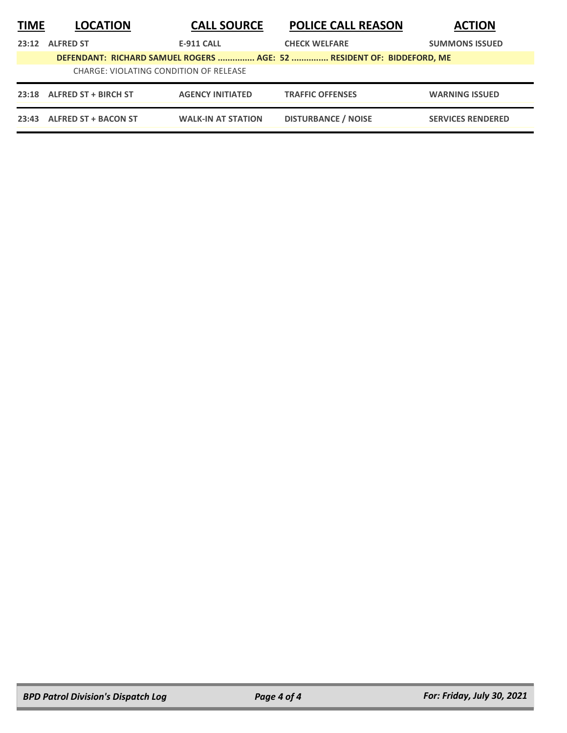| TIME | LOCATION | CALL SOURCE | POLICE CALL REASON | ACTION |
|---|---|---|---|---|
| 23:12 | ALFRED ST | E-911 CALL | CHECK WELFARE | SUMMONS ISSUED |
| | DEFENDANT: RICHARD SAMUEL ROGERS ............... AGE: 52 ............... RESIDENT OF: BIDDEFORD, ME | | | |
| | CHARGE: VIOLATING CONDITION OF RELEASE | | | |
| 23:18 | ALFRED ST + BIRCH ST | AGENCY INITIATED | TRAFFIC OFFENSES | WARNING ISSUED |
| 23:43 | ALFRED ST + BACON ST | WALK-IN AT STATION | DISTURBANCE / NOISE | SERVICES RENDERED |